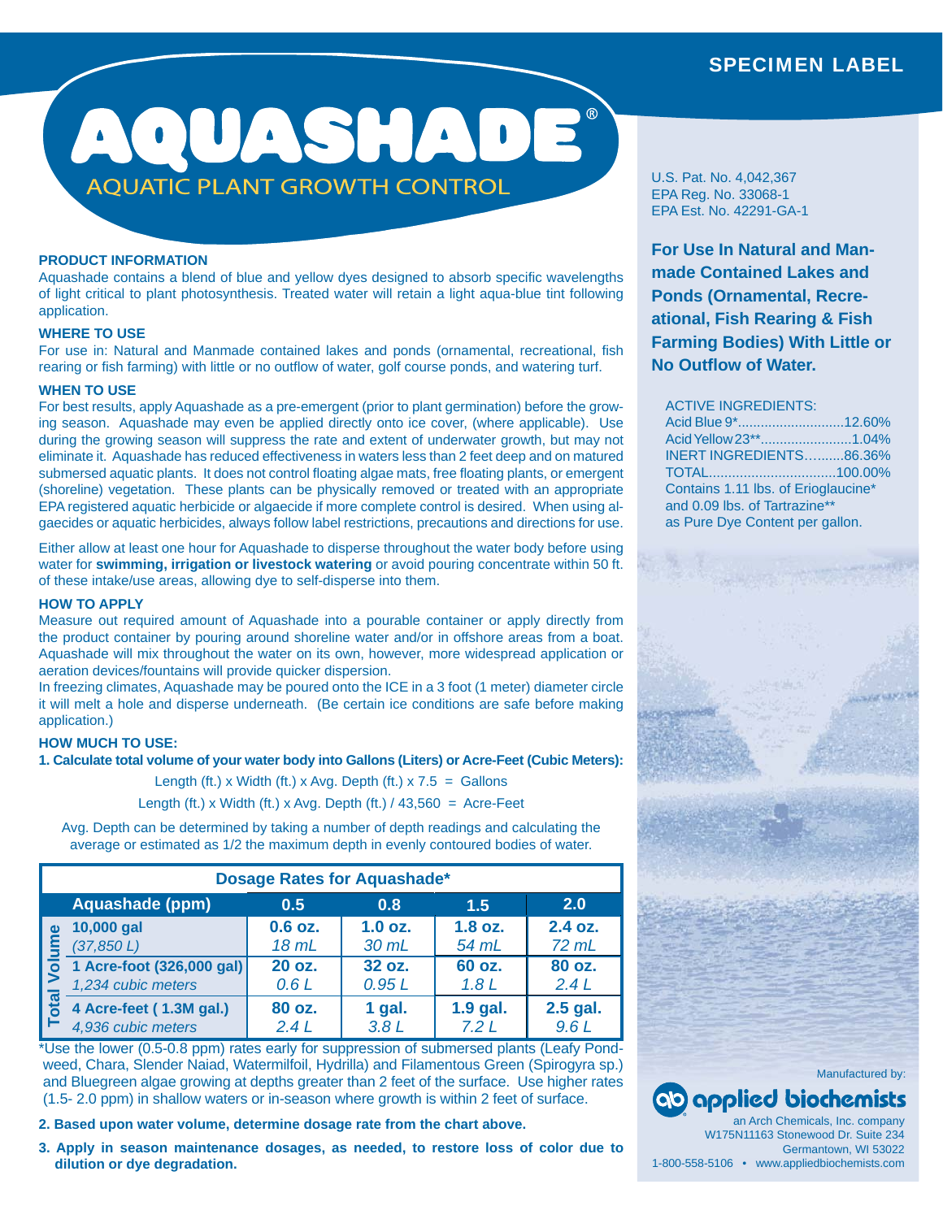SPECIMEN LABEL

# AQUASHADE®

## AQUATIC PLANT GROWTH CONTROL

U.S. Pat. No. 4,042,367
EPA Reg. No. 33068-1
EPA Est. No. 42291-GA-1

**For Use In Natural and Man-made Contained Lakes and Ponds (Ornamental, Recreational, Fish Rearing & Fish Farming Bodies) With Little or No Outflow of Water.**

ACTIVE INGREDIENTS:
Acid Blue 9*............................12.60%
Acid Yellow 23**........................1.04%
INERT INGREDIENTS..........86.36%
TOTAL.................................100.00%
Contains 1.11 lbs. of Erioglaucine* and 0.09 lbs. of Tartrazine** as Pure Dye Content per gallon.

### PRODUCT INFORMATION

Aquashade contains a blend of blue and yellow dyes designed to absorb specific wavelengths of light critical to plant photosynthesis. Treated water will retain a light aqua-blue tint following application.

### WHERE TO USE

For use in: Natural and Manmade contained lakes and ponds (ornamental, recreational, fish rearing or fish farming) with little or no outflow of water, golf course ponds, and watering turf.

### WHEN TO USE

For best results, apply Aquashade as a pre-emergent (prior to plant germination) before the growing season. Aquashade may even be applied directly onto ice cover, (where applicable). Use during the growing season will suppress the rate and extent of underwater growth, but may not eliminate it. Aquashade has reduced effectiveness in waters less than 2 feet deep and on matured submersed aquatic plants. It does not control floating algae mats, free floating plants, or emergent (shoreline) vegetation. These plants can be physically removed or treated with an appropriate EPA registered aquatic herbicide or algaecide if more complete control is desired. When using algaecides or aquatic herbicides, always follow label restrictions, precautions and directions for use.

Either allow at least one hour for Aquashade to disperse throughout the water body before using water for **swimming, irrigation or livestock watering** or avoid pouring concentrate within 50 ft. of these intake/use areas, allowing dye to self-disperse into them.

### HOW TO APPLY

Measure out required amount of Aquashade into a pourable container or apply directly from the product container by pouring around shoreline water and/or in offshore areas from a boat. Aquashade will mix throughout the water on its own, however, more widespread application or aeration devices/fountains will provide quicker dispersion.

In freezing climates, Aquashade may be poured onto the ICE in a 3 foot (1 meter) diameter circle it will melt a hole and disperse underneath. (Be certain ice conditions are safe before making application.)

### HOW MUCH TO USE:

**1. Calculate total volume of your water body into Gallons (Liters) or Acre-Feet (Cubic Meters):**

Length (ft.) x Width (ft.) x Avg. Depth (ft.) x 7.5 = Gallons

Length (ft.) x Width (ft.) x Avg. Depth (ft.) / 43,560 = Acre-Feet

Avg. Depth can be determined by taking a number of depth readings and calculating the average or estimated as 1/2 the maximum depth in evenly contoured bodies of water.

**Dosage Rates for Aquashade***

| Total Volume | Aquashade (ppm) | 0.5 | 0.8 | 1.5 | 2.0 |
|---|---|---|---|---|---|
| | 10,000 gal (37,850 L) | 0.6 oz. 18 mL | 1.0 oz. 30 mL | 1.8 oz. 54 mL | 2.4 oz. 72 mL |
| | 1 Acre-foot (326,000 gal) 1,234 cubic meters | 20 oz. 0.6 L | 32 oz. 0.95 L | 60 oz. 1.8 L | 80 oz. 2.4 L |
| | 4 Acre-feet ( 1.3M gal.) 4,936 cubic meters | 80 oz. 2.4 L | 1 gal. 3.8 L | 1.9 gal. 7.2 L | 2.5 gal. 9.6 L |

*Use the lower (0.5-0.8 ppm) rates early for suppression of submersed plants (Leafy Pondweed, Chara, Slender Naiad, Watermilfoil, Hydrilla) and Filamentous Green (Spirogyra sp.) and Bluegreen algae growing at depths greater than 2 feet of the surface. Use higher rates (1.5- 2.0 ppm) in shallow waters or in-season where growth is within 2 feet of surface.

**2. Based upon water volume, determine dosage rate from the chart above.**

**3. Apply in season maintenance dosages, as needed, to restore loss of color due to dilution or dye degradation.**

Manufactured by:
applied biochemists
an Arch Chemicals, Inc. company
W175N11163 Stonewood Dr. Suite 234
Germantown, WI 53022
1-800-558-5106 • www.appliedbiochemists.com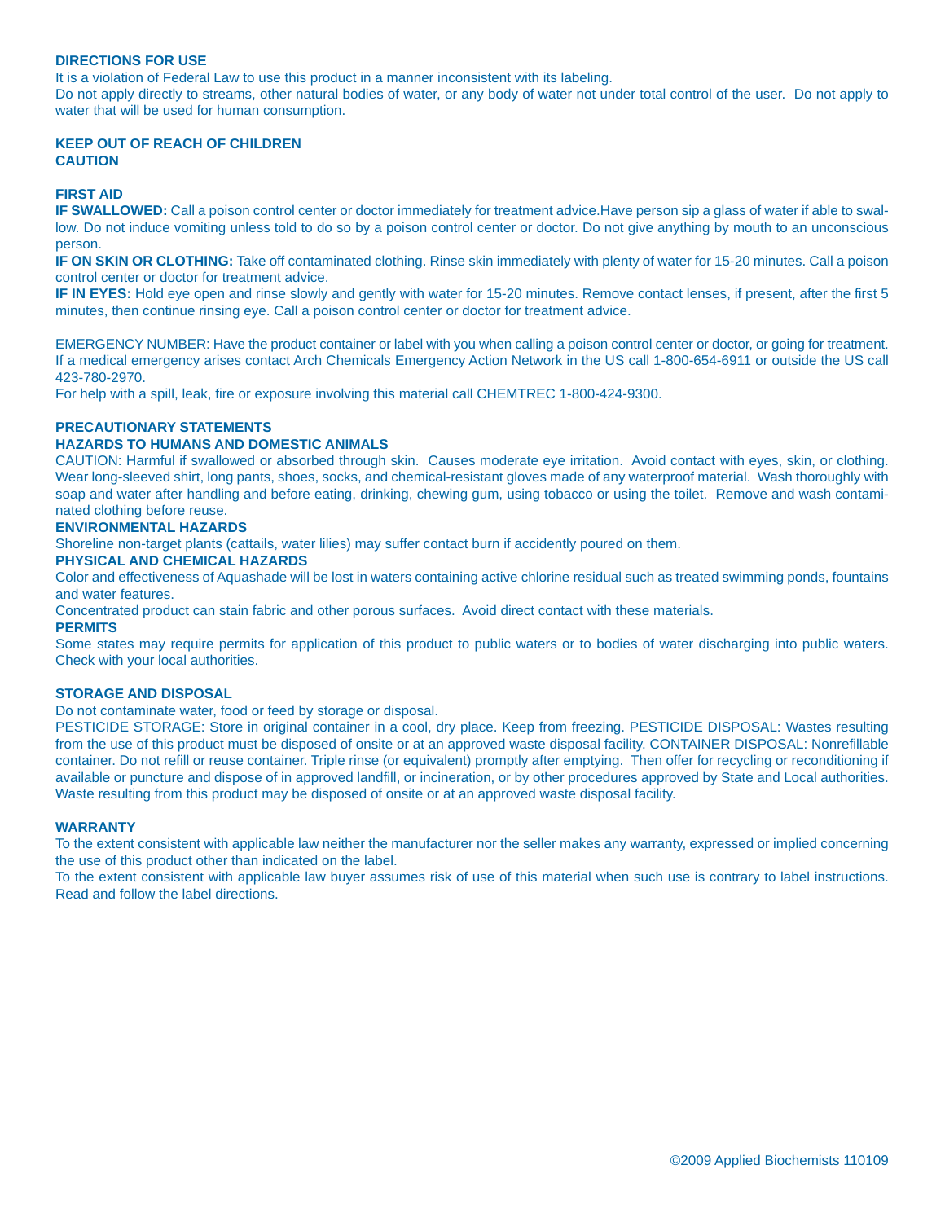## DIRECTIONS FOR USE

It is a violation of Federal Law to use this product in a manner inconsistent with its labeling.

Do not apply directly to streams, other natural bodies of water, or any body of water not under total control of the user. Do not apply to water that will be used for human consumption.

## KEEP OUT OF REACH OF CHILDREN
## CAUTION

## FIRST AID

**IF SWALLOWED:** Call a poison control center or doctor immediately for treatment advice.Have person sip a glass of water if able to swallow. Do not induce vomiting unless told to do so by a poison control center or doctor. Do not give anything by mouth to an unconscious person.

**IF ON SKIN OR CLOTHING:** Take off contaminated clothing. Rinse skin immediately with plenty of water for 15-20 minutes. Call a poison control center or doctor for treatment advice.

**IF IN EYES:** Hold eye open and rinse slowly and gently with water for 15-20 minutes. Remove contact lenses, if present, after the first 5 minutes, then continue rinsing eye. Call a poison control center or doctor for treatment advice.

EMERGENCY NUMBER: Have the product container or label with you when calling a poison control center or doctor, or going for treatment. If a medical emergency arises contact Arch Chemicals Emergency Action Network in the US call 1-800-654-6911 or outside the US call 423-780-2970.

For help with a spill, leak, fire or exposure involving this material call CHEMTREC 1-800-424-9300.

## PRECAUTIONARY STATEMENTS

### HAZARDS TO HUMANS AND DOMESTIC ANIMALS

CAUTION: Harmful if swallowed or absorbed through skin. Causes moderate eye irritation. Avoid contact with eyes, skin, or clothing. Wear long-sleeved shirt, long pants, shoes, socks, and chemical-resistant gloves made of any waterproof material. Wash thoroughly with soap and water after handling and before eating, drinking, chewing gum, using tobacco or using the toilet. Remove and wash contaminated clothing before reuse.

### ENVIRONMENTAL HAZARDS

Shoreline non-target plants (cattails, water lilies) may suffer contact burn if accidently poured on them.

### PHYSICAL AND CHEMICAL HAZARDS

Color and effectiveness of Aquashade will be lost in waters containing active chlorine residual such as treated swimming ponds, fountains and water features.

Concentrated product can stain fabric and other porous surfaces. Avoid direct contact with these materials.

### PERMITS

Some states may require permits for application of this product to public waters or to bodies of water discharging into public waters. Check with your local authorities.

## STORAGE AND DISPOSAL

Do not contaminate water, food or feed by storage or disposal.

PESTICIDE STORAGE: Store in original container in a cool, dry place. Keep from freezing. PESTICIDE DISPOSAL: Wastes resulting from the use of this product must be disposed of onsite or at an approved waste disposal facility. CONTAINER DISPOSAL: Nonrefillable container. Do not refill or reuse container. Triple rinse (or equivalent) promptly after emptying. Then offer for recycling or reconditioning if available or puncture and dispose of in approved landfill, or incineration, or by other procedures approved by State and Local authorities. Waste resulting from this product may be disposed of onsite or at an approved waste disposal facility.

## WARRANTY

To the extent consistent with applicable law neither the manufacturer nor the seller makes any warranty, expressed or implied concerning the use of this product other than indicated on the label.

To the extent consistent with applicable law buyer assumes risk of use of this material when such use is contrary to label instructions. Read and follow the label directions.

©2009 Applied Biochemists 110109